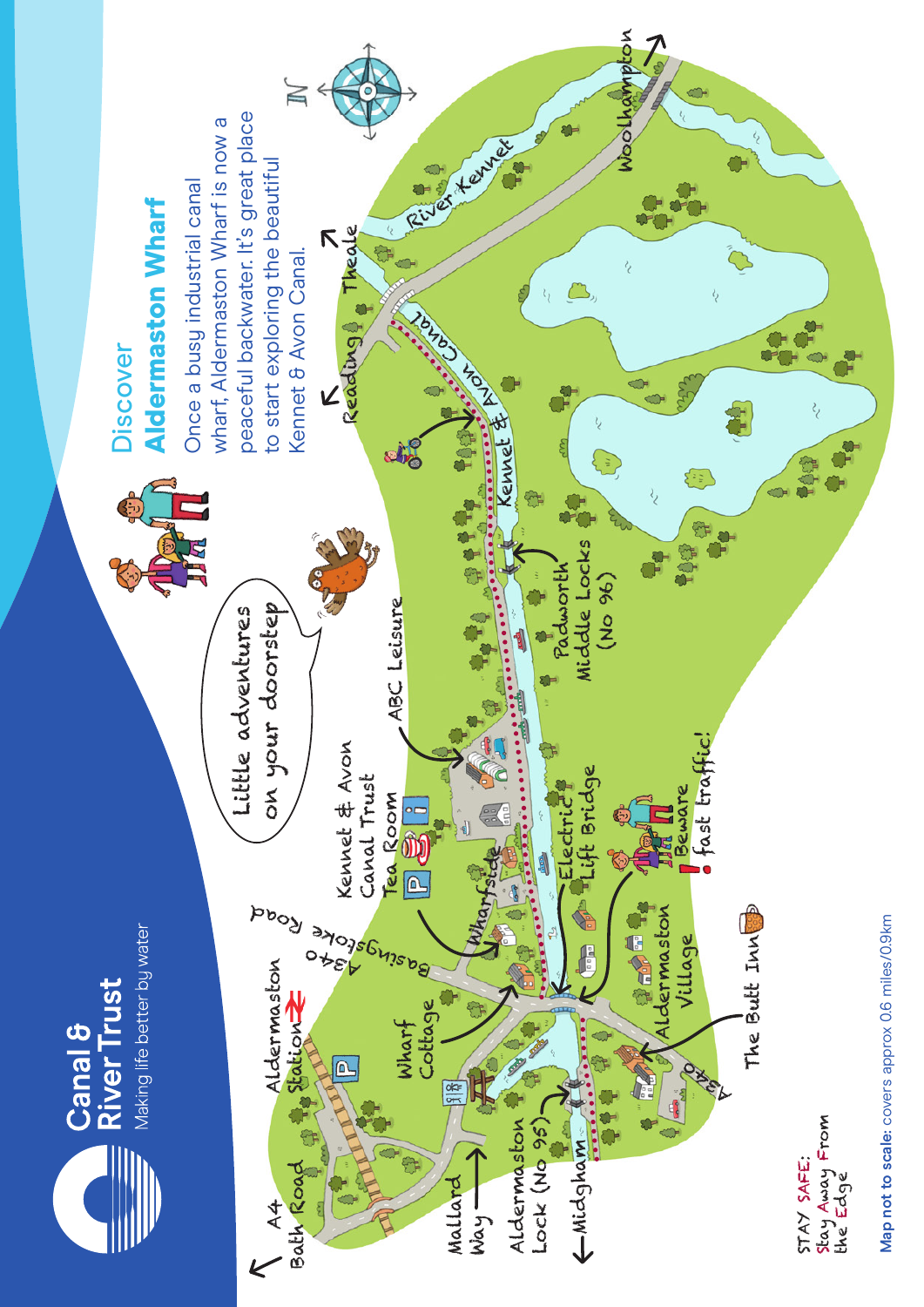# Canal & River Trust

Making life better by water

## Discover
# Aldermaston Wharf

Once a busy industrial canal wharf, Aldermaston Wharf is now a peaceful backwater. It's great place to start exploring the beautiful Kennet & Avon Canal.

Little adventures on your doorstep

Woolhampton

River Kennet

Theale

Reading

Kennet & Avon Canal

Padworth Middle Locks (No 96)

ABC Leisure

Kennet & Avon Canal Trust Tea Room

Electric Lift Bridge

Beware fast traffic!

Wharfside

A340 Basingstoke Road

Aldermaston Station

Wharf Cottage

Aldermaston Village

The Butt Inn

A340

A4 Bath Road

Mallard Way

Aldermaston Lock (No 95)

Midgham

STAY SAFE: Stay Away From the Edge

**Map not to scale:** covers approx 0.6 miles/0.9km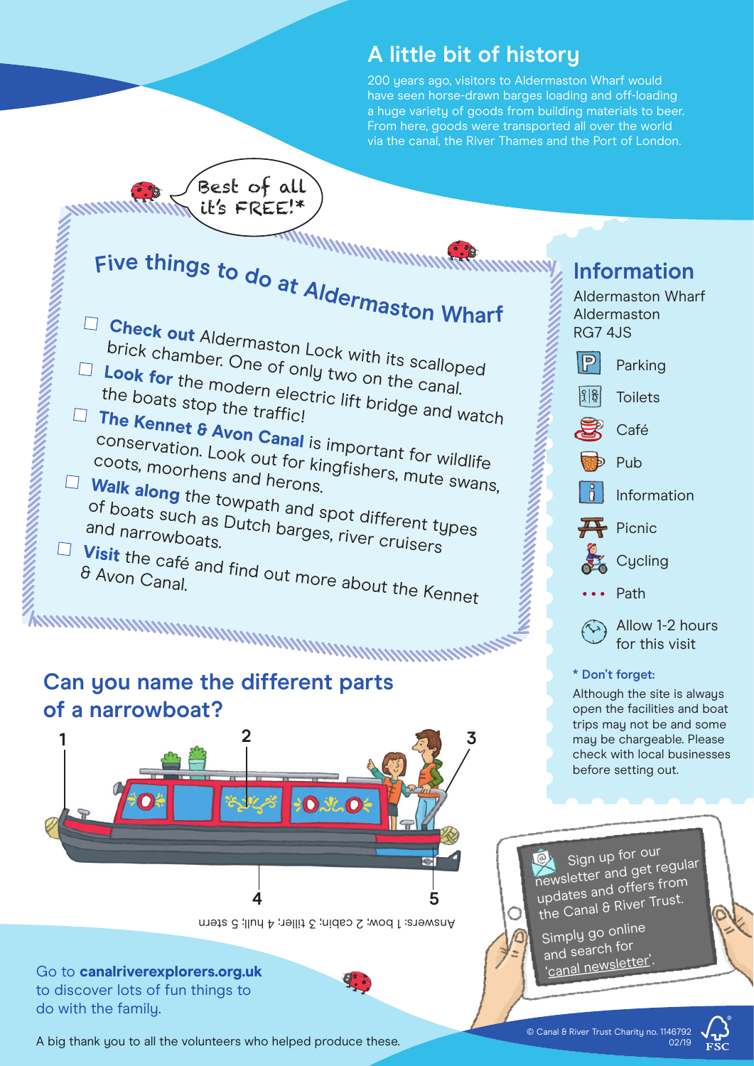## A little bit of history

200 years ago, visitors to Aldermaston Wharf would have seen horse-drawn barges loading and off-loading a huge variety of goods from building materials to beer. From here, goods were transported all over the world via the canal, the River Thames and the Port of London.

Best of all it's FREE!*

## Five things to do at Aldermaston Wharf

- ☐ **Check out** Aldermaston Lock with its scalloped brick chamber. One of only two on the canal.
- ☐ **Look for** the modern electric lift bridge and watch the boats stop the traffic!
- ☐ **The Kennet & Avon Canal** is important for wildlife conservation. Look out for kingfishers, mute swans, coots, moorhens and herons.
- ☐ **Walk along** the towpath and spot different types of boats such as Dutch barges, river cruisers and narrowboats.
- ☐ **Visit** the café and find out more about the Kennet & Avon Canal.

## Information

Aldermaston Wharf
Aldermaston
RG7 4JS

- Parking
- Toilets
- Café
- Pub
- Information
- Picnic
- Cycling
- Path
- Allow 1-2 hours for this visit

**\* Don't forget:**
Although the site is always open the facilities and boat trips may not be and some may be chargeable. Please check with local businesses before setting out.

## Can you name the different parts of a narrowboat?

1
2
3
4
5

Answers: 1 bow; 2 cabin; 3 tiller; 4 hull; 5 stern

Sign up for our newsletter and get regular updates and offers from the Canal & River Trust.

Simply go online and search for 'canal newsletter'.

Go to **canalriverexplorers.org.uk** to discover lots of fun things to do with the family.

A big thank you to all the volunteers who helped produce these.

© Canal & River Trust Charity no. 1146792
02/19